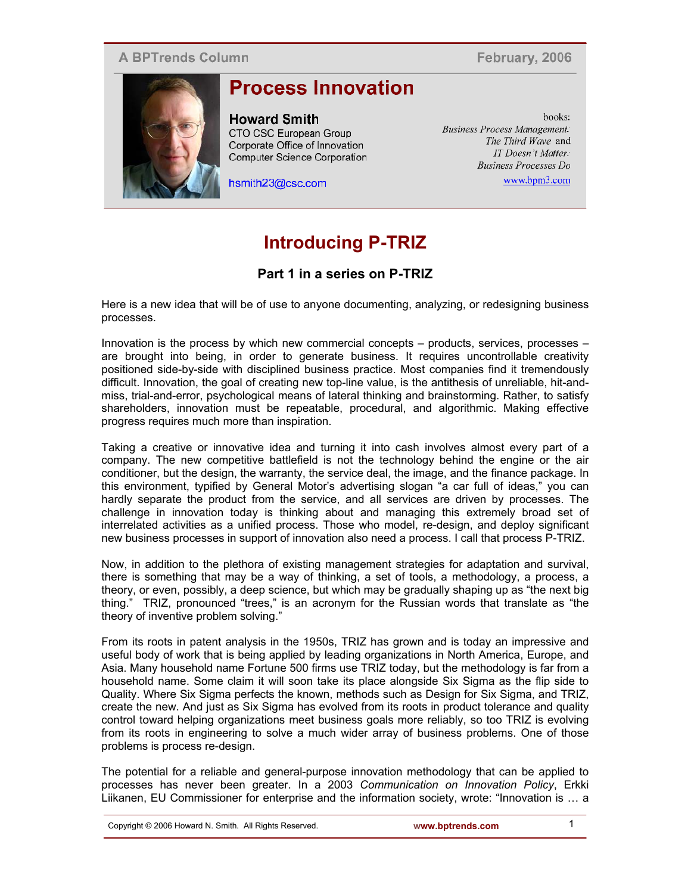A BPTrends Column — February, 2006

# Process Innovation

**Howard Smith**
CTO CSC European Group
Corporate Office of Innovation
Computer Science Corporation

hsmith23@csc.com

books:
*Business Process Management: The Third Wave* and
*IT Doesn't Matter: Business Processes Do*
www.bpm3.com

## Introducing P-TRIZ

### Part 1 in a series on P-TRIZ

Here is a new idea that will be of use to anyone documenting, analyzing, or redesigning business processes.

Innovation is the process by which new commercial concepts – products, services, processes – are brought into being, in order to generate business. It requires uncontrollable creativity positioned side-by-side with disciplined business practice. Most companies find it tremendously difficult. Innovation, the goal of creating new top-line value, is the antithesis of unreliable, hit-and-miss, trial-and-error, psychological means of lateral thinking and brainstorming. Rather, to satisfy shareholders, innovation must be repeatable, procedural, and algorithmic. Making effective progress requires much more than inspiration.

Taking a creative or innovative idea and turning it into cash involves almost every part of a company. The new competitive battlefield is not the technology behind the engine or the air conditioner, but the design, the warranty, the service deal, the image, and the finance package. In this environment, typified by General Motor's advertising slogan "a car full of ideas," you can hardly separate the product from the service, and all services are driven by processes. The challenge in innovation today is thinking about and managing this extremely broad set of interrelated activities as a unified process. Those who model, re-design, and deploy significant new business processes in support of innovation also need a process. I call that process P-TRIZ.

Now, in addition to the plethora of existing management strategies for adaptation and survival, there is something that may be a way of thinking, a set of tools, a methodology, a process, a theory, or even, possibly, a deep science, but which may be gradually shaping up as "the next big thing." TRIZ, pronounced "trees," is an acronym for the Russian words that translate as "the theory of inventive problem solving."

From its roots in patent analysis in the 1950s, TRIZ has grown and is today an impressive and useful body of work that is being applied by leading organizations in North America, Europe, and Asia. Many household name Fortune 500 firms use TRIZ today, but the methodology is far from a household name. Some claim it will soon take its place alongside Six Sigma as the flip side to Quality. Where Six Sigma perfects the known, methods such as Design for Six Sigma, and TRIZ, create the new. And just as Six Sigma has evolved from its roots in product tolerance and quality control toward helping organizations meet business goals more reliably, so too TRIZ is evolving from its roots in engineering to solve a much wider array of business problems. One of those problems is process re-design.

The potential for a reliable and general-purpose innovation methodology that can be applied to processes has never been greater. In a 2003 *Communication on Innovation Policy*, Erkki Liikanen, EU Commissioner for enterprise and the information society, wrote: "Innovation is … a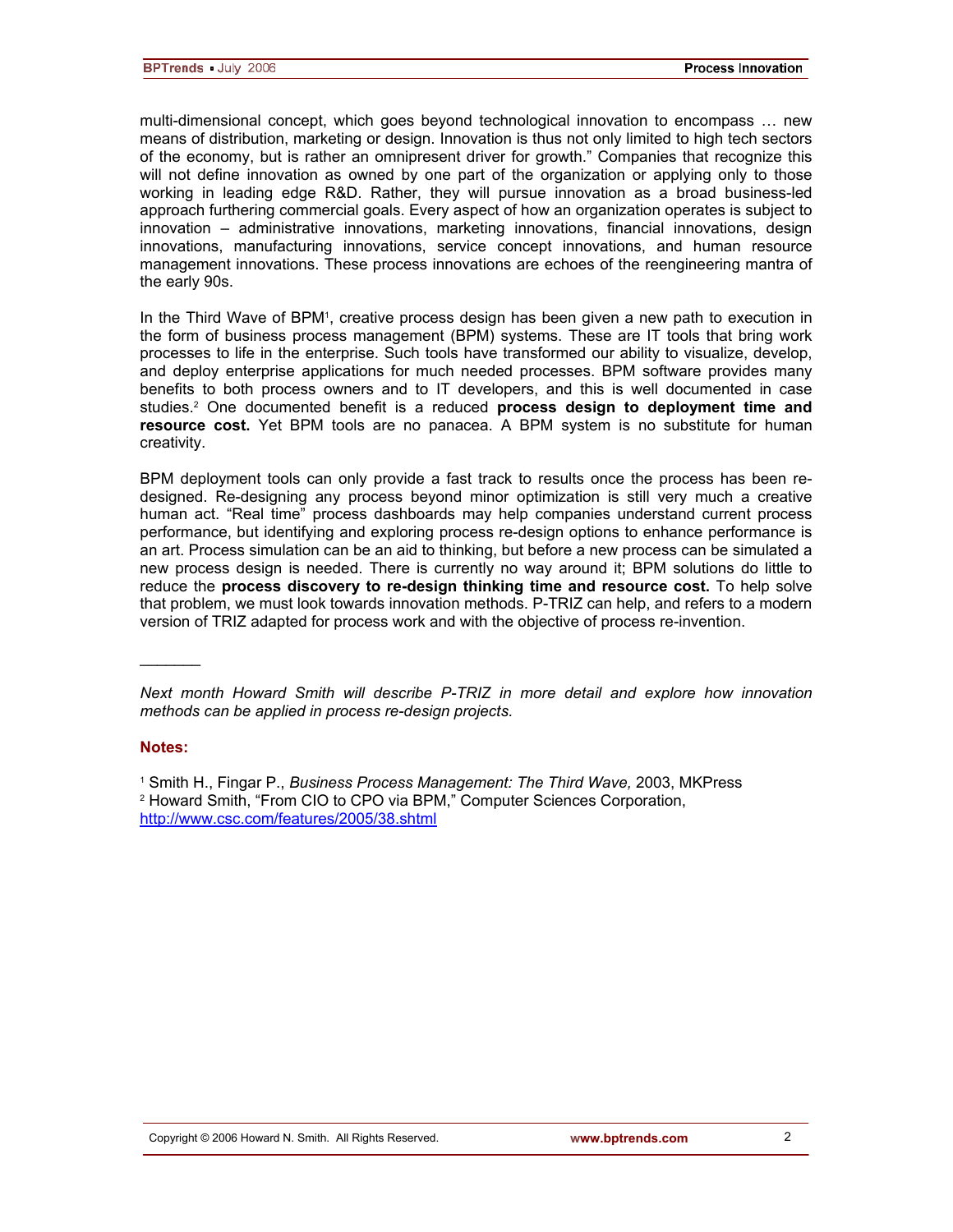multi-dimensional concept, which goes beyond technological innovation to encompass … new means of distribution, marketing or design. Innovation is thus not only limited to high tech sectors of the economy, but is rather an omnipresent driver for growth." Companies that recognize this will not define innovation as owned by one part of the organization or applying only to those working in leading edge R&D. Rather, they will pursue innovation as a broad business-led approach furthering commercial goals. Every aspect of how an organization operates is subject to innovation – administrative innovations, marketing innovations, financial innovations, design innovations, manufacturing innovations, service concept innovations, and human resource management innovations. These process innovations are echoes of the reengineering mantra of the early 90s.

In the Third Wave of BPM[1], creative process design has been given a new path to execution in the form of business process management (BPM) systems. These are IT tools that bring work processes to life in the enterprise. Such tools have transformed our ability to visualize, develop, and deploy enterprise applications for much needed processes. BPM software provides many benefits to both process owners and to IT developers, and this is well documented in case studies.[2] One documented benefit is a reduced **process design to deployment time and resource cost.** Yet BPM tools are no panacea. A BPM system is no substitute for human creativity.

BPM deployment tools can only provide a fast track to results once the process has been re-designed. Re-designing any process beyond minor optimization is still very much a creative human act. "Real time" process dashboards may help companies understand current process performance, but identifying and exploring process re-design options to enhance performance is an art. Process simulation can be an aid to thinking, but before a new process can be simulated a new process design is needed. There is currently no way around it; BPM solutions do little to reduce the **process discovery to re-design thinking time and resource cost.** To help solve that problem, we must look towards innovation methods. P-TRIZ can help, and refers to a modern version of TRIZ adapted for process work and with the objective of process re-invention.

_______

*Next month Howard Smith will describe P-TRIZ in more detail and explore how innovation methods can be applied in process re-design projects.*

**Notes:**

[1] Smith H., Fingar P., *Business Process Management: The Third Wave,* 2003, MKPress
[2] Howard Smith, "From CIO to CPO via BPM," Computer Sciences Corporation, http://www.csc.com/features/2005/38.shtml